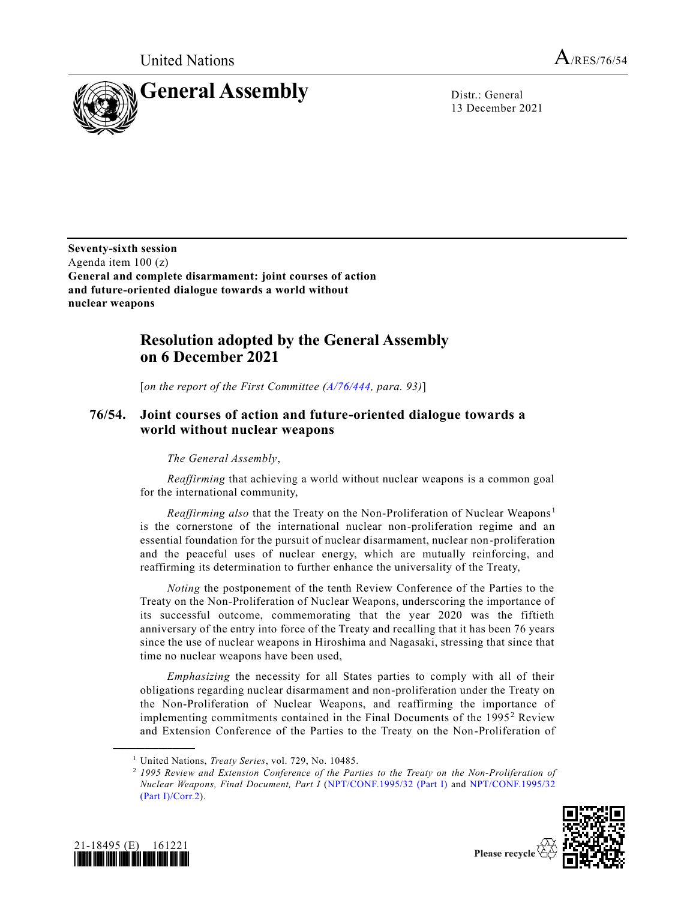United Nations A/RES/76/54

# General Assembly

Distr.: General
13 December 2021

**Seventy-sixth session**
Agenda item 100 (z)
**General and complete disarmament: joint courses of action and future-oriented dialogue towards a world without nuclear weapons**

## Resolution adopted by the General Assembly on 6 December 2021

[*on the report of the First Committee (A/76/444, para. 93)*]

### 76/54. Joint courses of action and future-oriented dialogue towards a world without nuclear weapons

*The General Assembly*,

*Reaffirming* that achieving a world without nuclear weapons is a common goal for the international community,

*Reaffirming also* that the Treaty on the Non-Proliferation of Nuclear Weapons[1] is the cornerstone of the international nuclear non-proliferation regime and an essential foundation for the pursuit of nuclear disarmament, nuclear non-proliferation and the peaceful uses of nuclear energy, which are mutually reinforcing, and reaffirming its determination to further enhance the universality of the Treaty,

*Noting* the postponement of the tenth Review Conference of the Parties to the Treaty on the Non-Proliferation of Nuclear Weapons, underscoring the importance of its successful outcome, commemorating that the year 2020 was the fiftieth anniversary of the entry into force of the Treaty and recalling that it has been 76 years since the use of nuclear weapons in Hiroshima and Nagasaki, stressing that since that time no nuclear weapons have been used,

*Emphasizing* the necessity for all States parties to comply with all of their obligations regarding nuclear disarmament and non-proliferation under the Treaty on the Non-Proliferation of Nuclear Weapons, and reaffirming the importance of implementing commitments contained in the Final Documents of the 1995[2] Review and Extension Conference of the Parties to the Treaty on the Non-Proliferation of

---

[1] United Nations, *Treaty Series*, vol. 729, No. 10485.

[2] *1995 Review and Extension Conference of the Parties to the Treaty on the Non-Proliferation of Nuclear Weapons, Final Document, Part I* (NPT/CONF.1995/32 (Part I) and NPT/CONF.1995/32 (Part I)/Corr.2).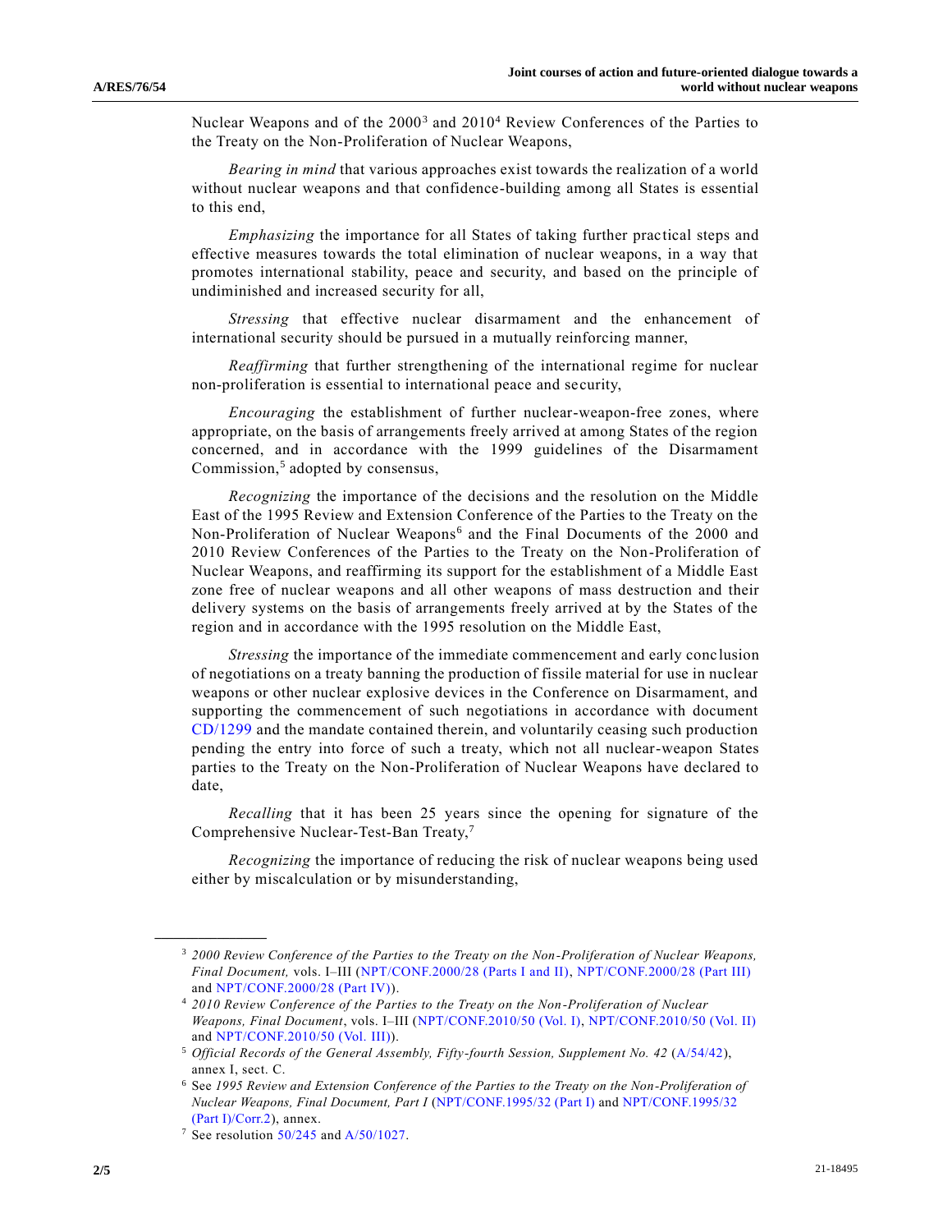Nuclear Weapons and of the 2000[3] and 2010[4] Review Conferences of the Parties to the Treaty on the Non-Proliferation of Nuclear Weapons,

*Bearing in mind* that various approaches exist towards the realization of a world without nuclear weapons and that confidence-building among all States is essential to this end,

*Emphasizing* the importance for all States of taking further practical steps and effective measures towards the total elimination of nuclear weapons, in a way that promotes international stability, peace and security, and based on the principle of undiminished and increased security for all,

*Stressing* that effective nuclear disarmament and the enhancement of international security should be pursued in a mutually reinforcing manner,

*Reaffirming* that further strengthening of the international regime for nuclear non-proliferation is essential to international peace and security,

*Encouraging* the establishment of further nuclear-weapon-free zones, where appropriate, on the basis of arrangements freely arrived at among States of the region concerned, and in accordance with the 1999 guidelines of the Disarmament Commission,[5] adopted by consensus,

*Recognizing* the importance of the decisions and the resolution on the Middle East of the 1995 Review and Extension Conference of the Parties to the Treaty on the Non-Proliferation of Nuclear Weapons[6] and the Final Documents of the 2000 and 2010 Review Conferences of the Parties to the Treaty on the Non-Proliferation of Nuclear Weapons, and reaffirming its support for the establishment of a Middle East zone free of nuclear weapons and all other weapons of mass destruction and their delivery systems on the basis of arrangements freely arrived at by the States of the region and in accordance with the 1995 resolution on the Middle East,

*Stressing* the importance of the immediate commencement and early conclusion of negotiations on a treaty banning the production of fissile material for use in nuclear weapons or other nuclear explosive devices in the Conference on Disarmament, and supporting the commencement of such negotiations in accordance with document CD/1299 and the mandate contained therein, and voluntarily ceasing such production pending the entry into force of such a treaty, which not all nuclear-weapon States parties to the Treaty on the Non-Proliferation of Nuclear Weapons have declared to date,

*Recalling* that it has been 25 years since the opening for signature of the Comprehensive Nuclear-Test-Ban Treaty,[7]

*Recognizing* the importance of reducing the risk of nuclear weapons being used either by miscalculation or by misunderstanding,

---

[3] *2000 Review Conference of the Parties to the Treaty on the Non-Proliferation of Nuclear Weapons, Final Document,* vols. I–III (NPT/CONF.2000/28 (Parts I and II), NPT/CONF.2000/28 (Part III) and NPT/CONF.2000/28 (Part IV)).

[4] *2010 Review Conference of the Parties to the Treaty on the Non-Proliferation of Nuclear Weapons, Final Document*, vols. I–III (NPT/CONF.2010/50 (Vol. I), NPT/CONF.2010/50 (Vol. II) and NPT/CONF.2010/50 (Vol. III)).

[5] *Official Records of the General Assembly, Fifty-fourth Session, Supplement No. 42* (A/54/42), annex I, sect. C.

[6] See *1995 Review and Extension Conference of the Parties to the Treaty on the Non-Proliferation of Nuclear Weapons, Final Document, Part I* (NPT/CONF.1995/32 (Part I) and NPT/CONF.1995/32 (Part I)/Corr.2), annex.

[7] See resolution 50/245 and A/50/1027.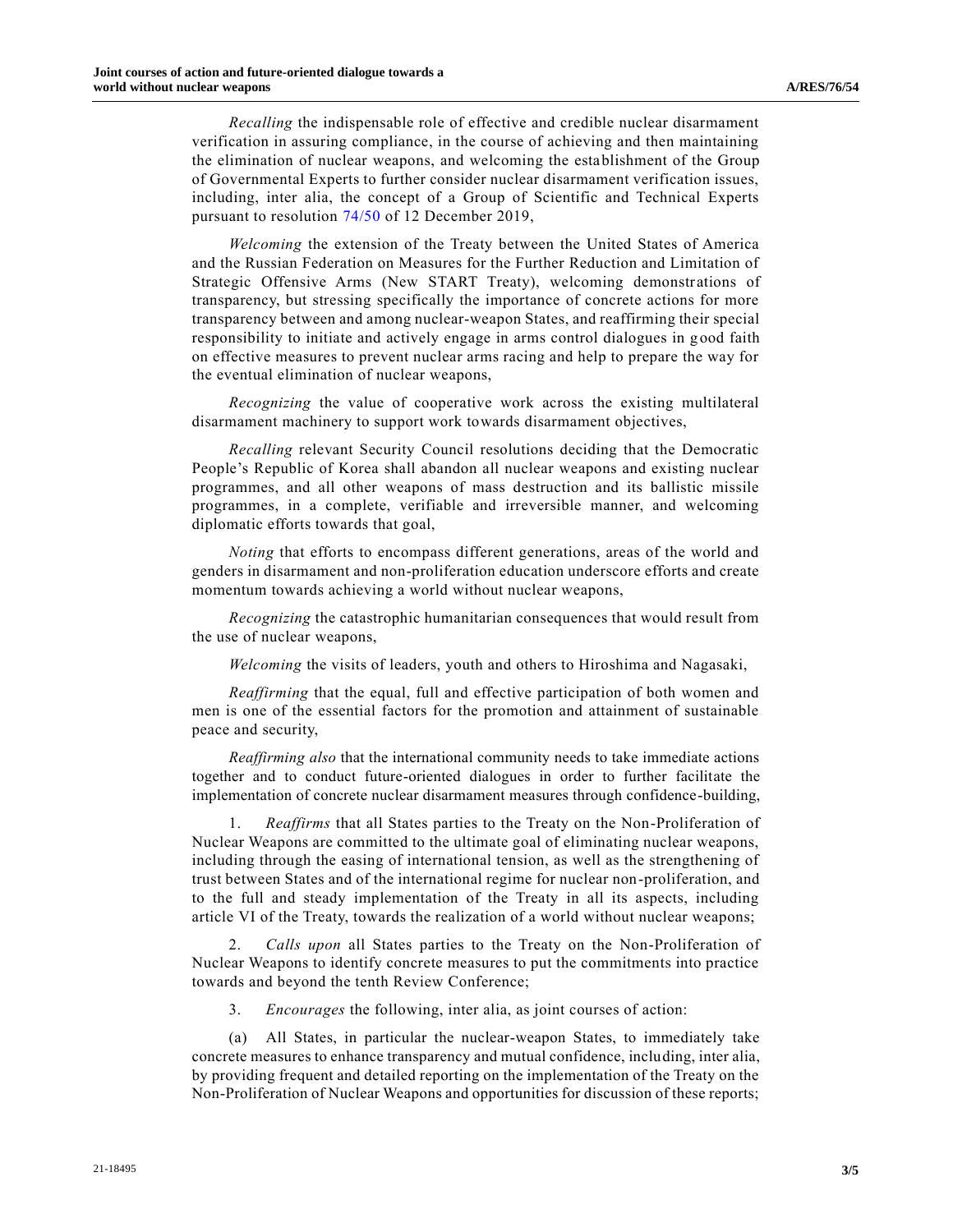*Recalling* the indispensable role of effective and credible nuclear disarmament verification in assuring compliance, in the course of achieving and then maintaining the elimination of nuclear weapons, and welcoming the establishment of the Group of Governmental Experts to further consider nuclear disarmament verification issues, including, inter alia, the concept of a Group of Scientific and Technical Experts pursuant to resolution 74/50 of 12 December 2019,

*Welcoming* the extension of the Treaty between the United States of America and the Russian Federation on Measures for the Further Reduction and Limitation of Strategic Offensive Arms (New START Treaty), welcoming demonstrations of transparency, but stressing specifically the importance of concrete actions for more transparency between and among nuclear-weapon States, and reaffirming their special responsibility to initiate and actively engage in arms control dialogues in good faith on effective measures to prevent nuclear arms racing and help to prepare the way for the eventual elimination of nuclear weapons,

*Recognizing* the value of cooperative work across the existing multilateral disarmament machinery to support work towards disarmament objectives,

*Recalling* relevant Security Council resolutions deciding that the Democratic People's Republic of Korea shall abandon all nuclear weapons and existing nuclear programmes, and all other weapons of mass destruction and its ballistic missile programmes, in a complete, verifiable and irreversible manner, and welcoming diplomatic efforts towards that goal,

*Noting* that efforts to encompass different generations, areas of the world and genders in disarmament and non-proliferation education underscore efforts and create momentum towards achieving a world without nuclear weapons,

*Recognizing* the catastrophic humanitarian consequences that would result from the use of nuclear weapons,

*Welcoming* the visits of leaders, youth and others to Hiroshima and Nagasaki,

*Reaffirming* that the equal, full and effective participation of both women and men is one of the essential factors for the promotion and attainment of sustainable peace and security,

*Reaffirming also* that the international community needs to take immediate actions together and to conduct future-oriented dialogues in order to further facilitate the implementation of concrete nuclear disarmament measures through confidence-building,

1. *Reaffirms* that all States parties to the Treaty on the Non-Proliferation of Nuclear Weapons are committed to the ultimate goal of eliminating nuclear weapons, including through the easing of international tension, as well as the strengthening of trust between States and of the international regime for nuclear non-proliferation, and to the full and steady implementation of the Treaty in all its aspects, including article VI of the Treaty, towards the realization of a world without nuclear weapons;

2. *Calls upon* all States parties to the Treaty on the Non-Proliferation of Nuclear Weapons to identify concrete measures to put the commitments into practice towards and beyond the tenth Review Conference;

3. *Encourages* the following, inter alia, as joint courses of action:

(a) All States, in particular the nuclear-weapon States, to immediately take concrete measures to enhance transparency and mutual confidence, including, inter alia, by providing frequent and detailed reporting on the implementation of the Treaty on the Non-Proliferation of Nuclear Weapons and opportunities for discussion of these reports;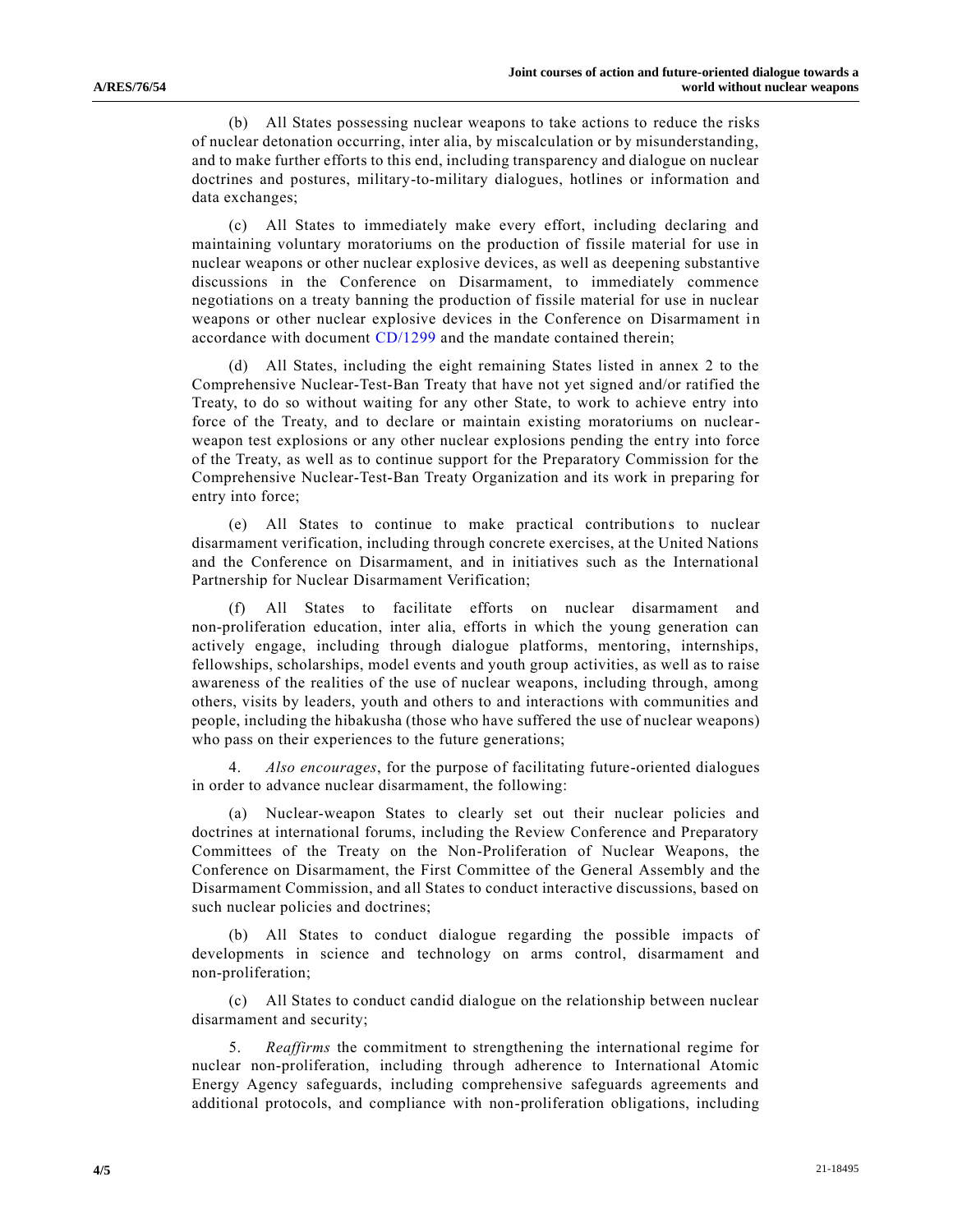(b) All States possessing nuclear weapons to take actions to reduce the risks of nuclear detonation occurring, inter alia, by miscalculation or by misunderstanding, and to make further efforts to this end, including transparency and dialogue on nuclear doctrines and postures, military-to-military dialogues, hotlines or information and data exchanges;

(c) All States to immediately make every effort, including declaring and maintaining voluntary moratoriums on the production of fissile material for use in nuclear weapons or other nuclear explosive devices, as well as deepening substantive discussions in the Conference on Disarmament, to immediately commence negotiations on a treaty banning the production of fissile material for use in nuclear weapons or other nuclear explosive devices in the Conference on Disarmament in accordance with document CD/1299 and the mandate contained therein;

(d) All States, including the eight remaining States listed in annex 2 to the Comprehensive Nuclear-Test-Ban Treaty that have not yet signed and/or ratified the Treaty, to do so without waiting for any other State, to work to achieve entry into force of the Treaty, and to declare or maintain existing moratoriums on nuclear-weapon test explosions or any other nuclear explosions pending the entry into force of the Treaty, as well as to continue support for the Preparatory Commission for the Comprehensive Nuclear-Test-Ban Treaty Organization and its work in preparing for entry into force;

(e) All States to continue to make practical contributions to nuclear disarmament verification, including through concrete exercises, at the United Nations and the Conference on Disarmament, and in initiatives such as the International Partnership for Nuclear Disarmament Verification;

(f) All States to facilitate efforts on nuclear disarmament and non-proliferation education, inter alia, efforts in which the young generation can actively engage, including through dialogue platforms, mentoring, internships, fellowships, scholarships, model events and youth group activities, as well as to raise awareness of the realities of the use of nuclear weapons, including through, among others, visits by leaders, youth and others to and interactions with communities and people, including the hibakusha (those who have suffered the use of nuclear weapons) who pass on their experiences to the future generations;

4. *Also encourages*, for the purpose of facilitating future-oriented dialogues in order to advance nuclear disarmament, the following:

(a) Nuclear-weapon States to clearly set out their nuclear policies and doctrines at international forums, including the Review Conference and Preparatory Committees of the Treaty on the Non-Proliferation of Nuclear Weapons, the Conference on Disarmament, the First Committee of the General Assembly and the Disarmament Commission, and all States to conduct interactive discussions, based on such nuclear policies and doctrines;

(b) All States to conduct dialogue regarding the possible impacts of developments in science and technology on arms control, disarmament and non-proliferation;

(c) All States to conduct candid dialogue on the relationship between nuclear disarmament and security;

5. *Reaffirms* the commitment to strengthening the international regime for nuclear non-proliferation, including through adherence to International Atomic Energy Agency safeguards, including comprehensive safeguards agreements and additional protocols, and compliance with non-proliferation obligations, including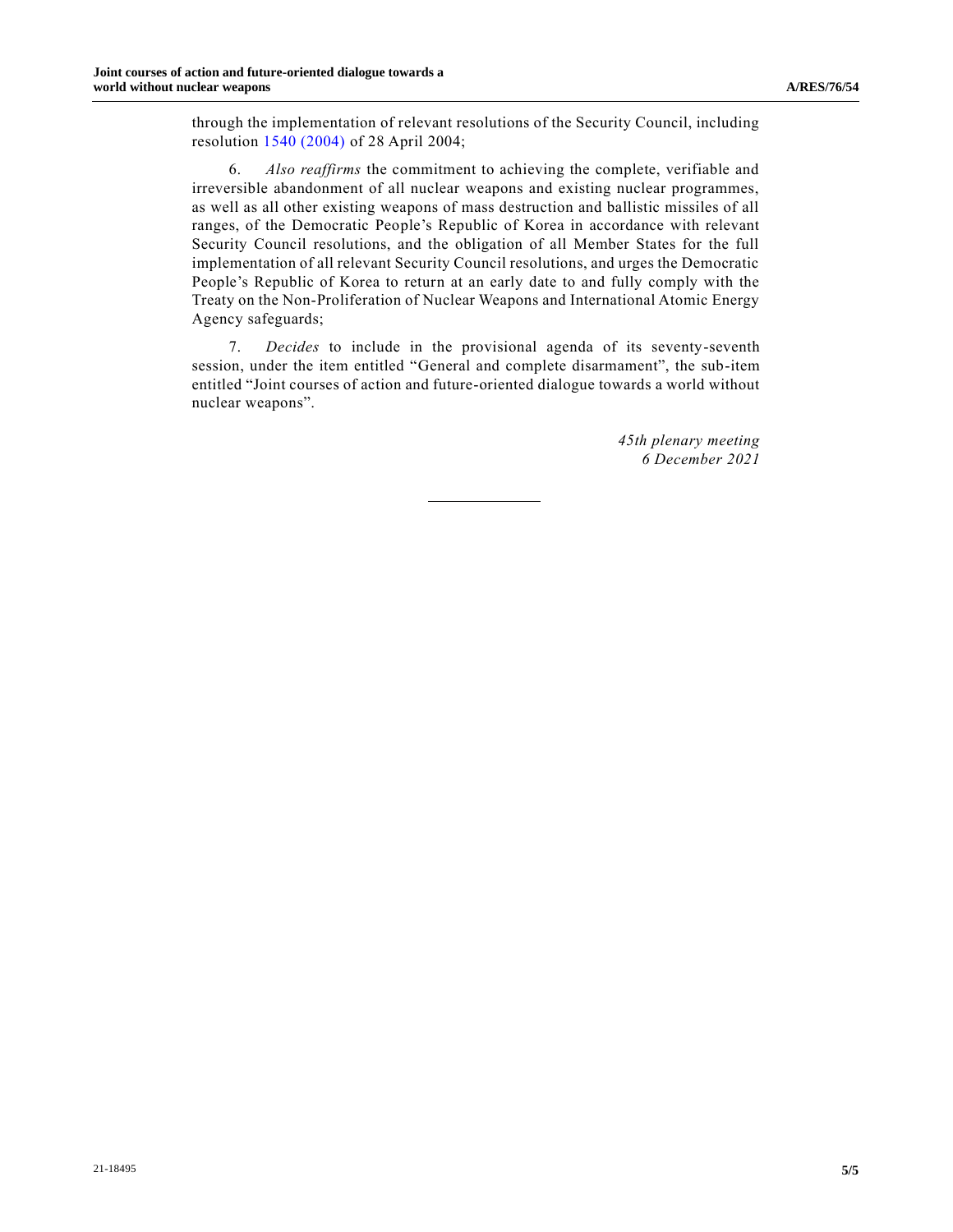through the implementation of relevant resolutions of the Security Council, including resolution 1540 (2004) of 28 April 2004;

6. *Also reaffirms* the commitment to achieving the complete, verifiable and irreversible abandonment of all nuclear weapons and existing nuclear programmes, as well as all other existing weapons of mass destruction and ballistic missiles of all ranges, of the Democratic People's Republic of Korea in accordance with relevant Security Council resolutions, and the obligation of all Member States for the full implementation of all relevant Security Council resolutions, and urges the Democratic People's Republic of Korea to return at an early date to and fully comply with the Treaty on the Non-Proliferation of Nuclear Weapons and International Atomic Energy Agency safeguards;

7. *Decides* to include in the provisional agenda of its seventy-seventh session, under the item entitled "General and complete disarmament", the sub-item entitled "Joint courses of action and future-oriented dialogue towards a world without nuclear weapons".

*45th plenary meeting*
*6 December 2021*